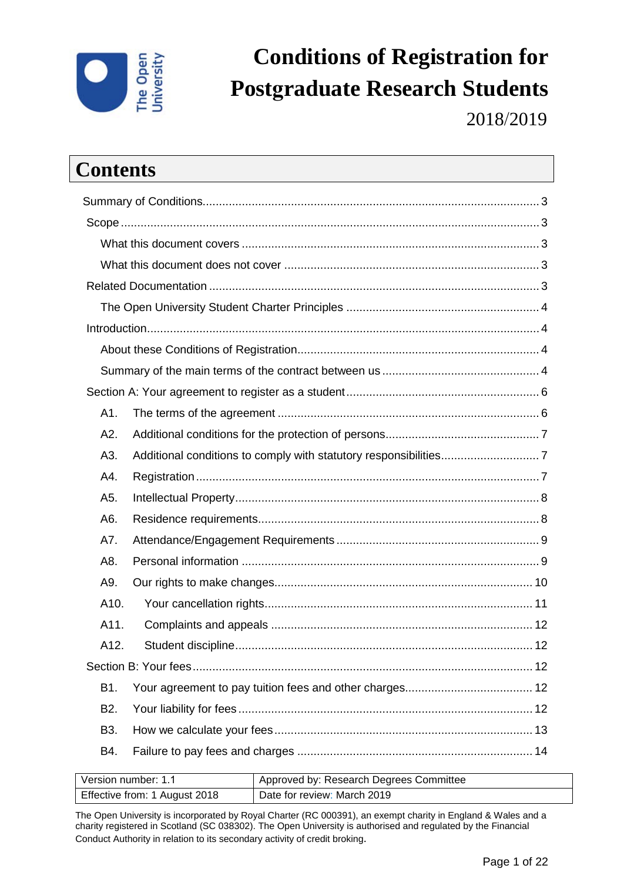# Conditions of Registration for Postgraduate Research Students

2018/2019

## Contents

- Summary of Conditions .......... 3
  - Scope .......... 3
    - What this document covers .......... 3
    - What this document does not cover .......... 3
  - Related Documentation .......... 3
    - The Open University Student Charter Principles .......... 4
  - Introduction .......... 4
    - About these Conditions of Registration .......... 4
    - Summary of the main terms of the contract between us .......... 4
  - Section A: Your agreement to register as a student .......... 6
    - A1. The terms of the agreement .......... 6
    - A2. Additional conditions for the protection of persons .......... 7
    - A3. Additional conditions to comply with statutory responsibilities .......... 7
    - A4. Registration .......... 7
    - A5. Intellectual Property .......... 8
    - A6. Residence requirements .......... 8
    - A7. Attendance/Engagement Requirements .......... 9
    - A8. Personal information .......... 9
    - A9. Our rights to make changes .......... 10
    - A10. Your cancellation rights .......... 11
    - A11. Complaints and appeals .......... 12
    - A12. Student discipline .......... 12
  - Section B: Your fees .......... 12
    - B1. Your agreement to pay tuition fees and other charges .......... 12
    - B2. Your liability for fees .......... 12
    - B3. How we calculate your fees .......... 13
    - B4. Failure to pay fees and charges .......... 14

| Version number: 1.1 | Approved by: Research Degrees Committee |
|---|---|
| Effective from: 1 August 2018 | Date for review: March 2019 |

The Open University is incorporated by Royal Charter (RC 000391), an exempt charity in England & Wales and a charity registered in Scotland (SC 038302). The Open University is authorised and regulated by the Financial Conduct Authority in relation to its secondary activity of credit broking.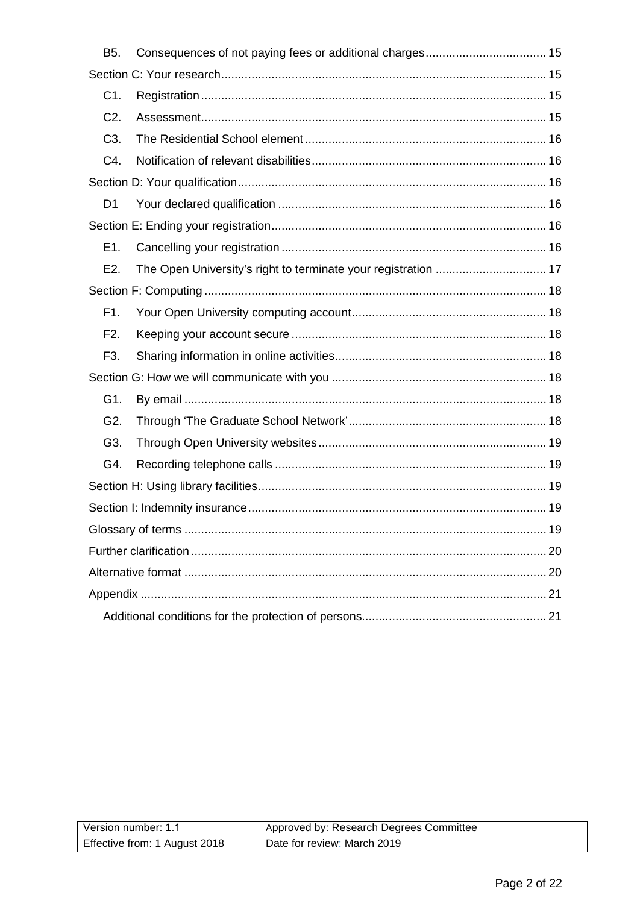B5. Consequences of not paying fees or additional charges .................................... 15

Section C: Your research ................................................................................................ 15

C1. Registration ....................................................................................................... 15

C2. Assessment ....................................................................................................... 15

C3. The Residential School element ........................................................................ 16

C4. Notification of relevant disabilities ...................................................................... 16

Section D: Your qualification ............................................................................................ 16

D1 Your declared qualification ................................................................................ 16

Section E: Ending your registration .................................................................................. 16

E1. Cancelling your registration ............................................................................... 16

E2. The Open University's right to terminate your registration ................................. 17

Section F: Computing ...................................................................................................... 18

F1. Your Open University computing account .......................................................... 18

F2. Keeping your account secure ............................................................................ 18

F3. Sharing information in online activities ............................................................... 18

Section G: How we will communicate with you ................................................................ 18

G1. By email ............................................................................................................ 18

G2. Through 'The Graduate School Network' ........................................................... 18

G3. Through Open University websites .................................................................... 19

G4. Recording telephone calls ................................................................................. 19

Section H: Using library facilities ...................................................................................... 19

Section I: Indemnity insurance ......................................................................................... 19

Glossary of terms ............................................................................................................ 19

Further clarification .......................................................................................................... 20

Alternative format ............................................................................................................ 20

Appendix ......................................................................................................................... 21

Additional conditions for the protection of persons ....................................................... 21

| Version number: 1.1 | Approved by: Research Degrees Committee |
|---|---|
| Effective from: 1 August 2018 | Date for review: March 2019 |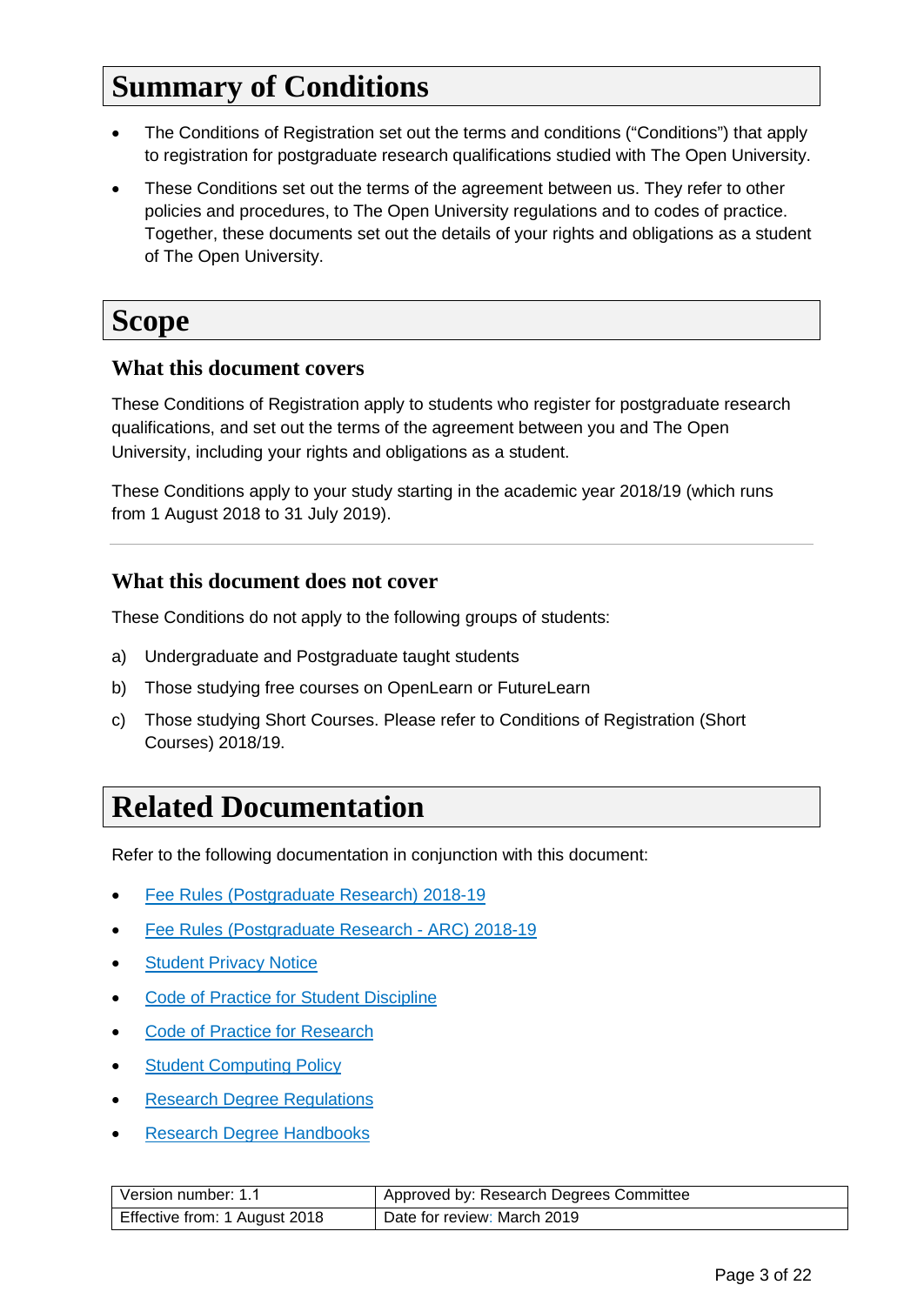# Summary of Conditions

- The Conditions of Registration set out the terms and conditions ("Conditions") that apply to registration for postgraduate research qualifications studied with The Open University.
- These Conditions set out the terms of the agreement between us. They refer to other policies and procedures, to The Open University regulations and to codes of practice. Together, these documents set out the details of your rights and obligations as a student of The Open University.

# Scope

## What this document covers

These Conditions of Registration apply to students who register for postgraduate research qualifications, and set out the terms of the agreement between you and The Open University, including your rights and obligations as a student.

These Conditions apply to your study starting in the academic year 2018/19 (which runs from 1 August 2018 to 31 July 2019).

---

## What this document does not cover

These Conditions do not apply to the following groups of students:

a) Undergraduate and Postgraduate taught students

b) Those studying free courses on OpenLearn or FutureLearn

c) Those studying Short Courses. Please refer to Conditions of Registration (Short Courses) 2018/19.

# Related Documentation

Refer to the following documentation in conjunction with this document:

- Fee Rules (Postgraduate Research) 2018-19
- Fee Rules (Postgraduate Research - ARC) 2018-19
- Student Privacy Notice
- Code of Practice for Student Discipline
- Code of Practice for Research
- Student Computing Policy
- Research Degree Regulations
- Research Degree Handbooks

| Version number: 1.1 | Approved by: Research Degrees Committee |
|---|---|
| Effective from: 1 August 2018 | Date for review: March 2019 |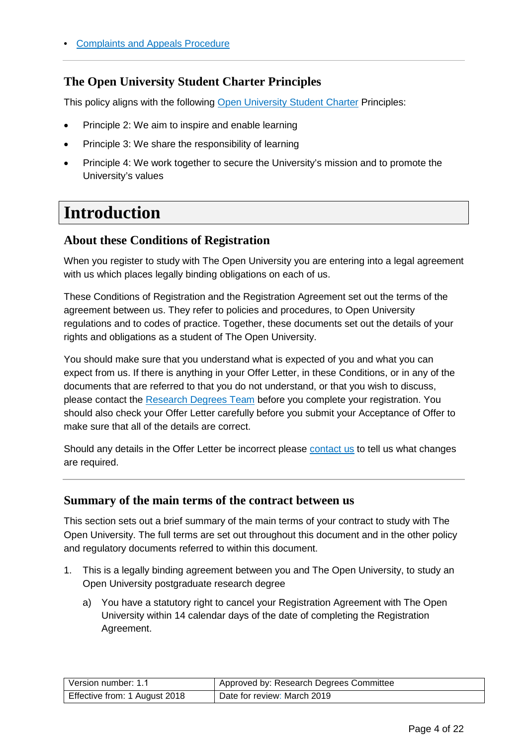- Complaints and Appeals Procedure

## The Open University Student Charter Principles

This policy aligns with the following Open University Student Charter Principles:

- Principle 2: We aim to inspire and enable learning
- Principle 3: We share the responsibility of learning
- Principle 4: We work together to secure the University's mission and to promote the University's values

# Introduction

## About these Conditions of Registration

When you register to study with The Open University you are entering into a legal agreement with us which places legally binding obligations on each of us.

These Conditions of Registration and the Registration Agreement set out the terms of the agreement between us. They refer to policies and procedures, to Open University regulations and to codes of practice. Together, these documents set out the details of your rights and obligations as a student of The Open University.

You should make sure that you understand what is expected of you and what you can expect from us. If there is anything in your Offer Letter, in these Conditions, or in any of the documents that are referred to that you do not understand, or that you wish to discuss, please contact the Research Degrees Team before you complete your registration. You should also check your Offer Letter carefully before you submit your Acceptance of Offer to make sure that all of the details are correct.

Should any details in the Offer Letter be incorrect please contact us to tell us what changes are required.

## Summary of the main terms of the contract between us

This section sets out a brief summary of the main terms of your contract to study with The Open University. The full terms are set out throughout this document and in the other policy and regulatory documents referred to within this document.

1. This is a legally binding agreement between you and The Open University, to study an Open University postgraduate research degree
   a) You have a statutory right to cancel your Registration Agreement with The Open University within 14 calendar days of the date of completing the Registration Agreement.

| Version number: 1.1 | Approved by: Research Degrees Committee |
|---|---|
| Effective from: 1 August 2018 | Date for review: March 2019 |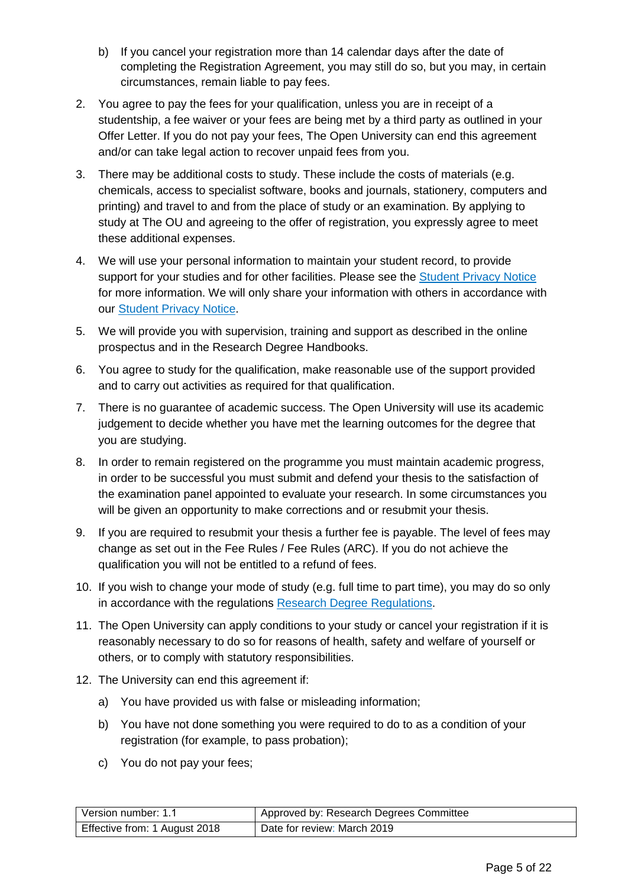b) If you cancel your registration more than 14 calendar days after the date of completing the Registration Agreement, you may still do so, but you may, in certain circumstances, remain liable to pay fees.

2. You agree to pay the fees for your qualification, unless you are in receipt of a studentship, a fee waiver or your fees are being met by a third party as outlined in your Offer Letter. If you do not pay your fees, The Open University can end this agreement and/or can take legal action to recover unpaid fees from you.

3. There may be additional costs to study. These include the costs of materials (e.g. chemicals, access to specialist software, books and journals, stationery, computers and printing) and travel to and from the place of study or an examination. By applying to study at The OU and agreeing to the offer of registration, you expressly agree to meet these additional expenses.

4. We will use your personal information to maintain your student record, to provide support for your studies and for other facilities. Please see the Student Privacy Notice for more information. We will only share your information with others in accordance with our Student Privacy Notice.

5. We will provide you with supervision, training and support as described in the online prospectus and in the Research Degree Handbooks.

6. You agree to study for the qualification, make reasonable use of the support provided and to carry out activities as required for that qualification.

7. There is no guarantee of academic success. The Open University will use its academic judgement to decide whether you have met the learning outcomes for the degree that you are studying.

8. In order to remain registered on the programme you must maintain academic progress, in order to be successful you must submit and defend your thesis to the satisfaction of the examination panel appointed to evaluate your research. In some circumstances you will be given an opportunity to make corrections and or resubmit your thesis.

9. If you are required to resubmit your thesis a further fee is payable. The level of fees may change as set out in the Fee Rules / Fee Rules (ARC). If you do not achieve the qualification you will not be entitled to a refund of fees.

10. If you wish to change your mode of study (e.g. full time to part time), you may do so only in accordance with the regulations Research Degree Regulations.

11. The Open University can apply conditions to your study or cancel your registration if it is reasonably necessary to do so for reasons of health, safety and welfare of yourself or others, or to comply with statutory responsibilities.

12. The University can end this agreement if:

    a) You have provided us with false or misleading information;

    b) You have not done something you were required to do to as a condition of your registration (for example, to pass probation);

    c) You do not pay your fees;

| Version number: 1.1 | Approved by: Research Degrees Committee |
|---|---|
| Effective from: 1 August 2018 | Date for review: March 2019 |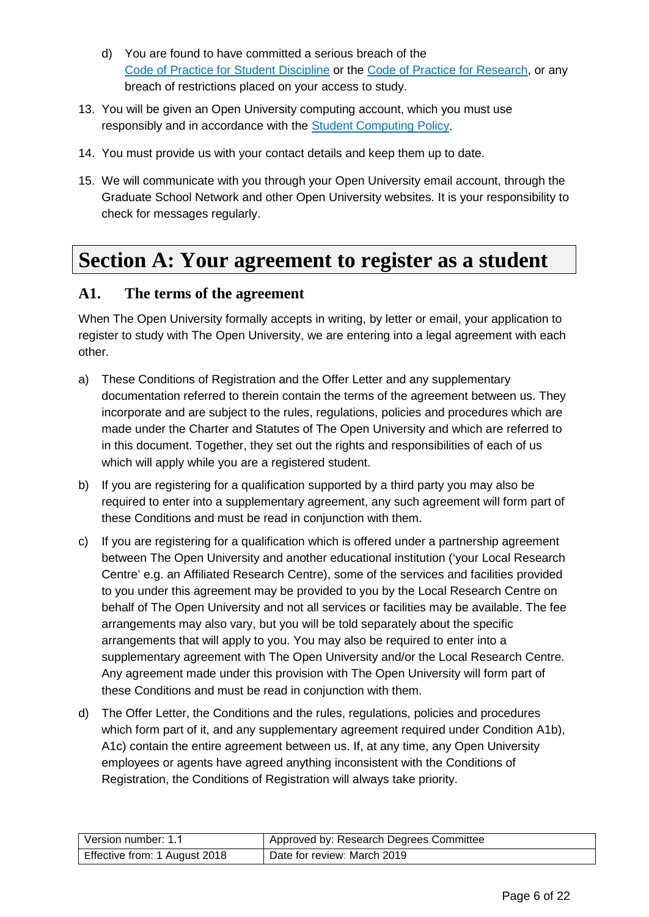d) You are found to have committed a serious breach of the [Code of Practice for Student Discipline] or the [Code of Practice for Research], or any breach of restrictions placed on your access to study.

13. You will be given an Open University computing account, which you must use responsibly and in accordance with the [Student Computing Policy].

14. You must provide us with your contact details and keep them up to date.

15. We will communicate with you through your Open University email account, through the Graduate School Network and other Open University websites. It is your responsibility to check for messages regularly.

# Section A: Your agreement to register as a student

## A1. The terms of the agreement

When The Open University formally accepts in writing, by letter or email, your application to register to study with The Open University, we are entering into a legal agreement with each other.

a) These Conditions of Registration and the Offer Letter and any supplementary documentation referred to therein contain the terms of the agreement between us. They incorporate and are subject to the rules, regulations, policies and procedures which are made under the Charter and Statutes of The Open University and which are referred to in this document. Together, they set out the rights and responsibilities of each of us which will apply while you are a registered student.

b) If you are registering for a qualification supported by a third party you may also be required to enter into a supplementary agreement, any such agreement will form part of these Conditions and must be read in conjunction with them.

c) If you are registering for a qualification which is offered under a partnership agreement between The Open University and another educational institution ('your Local Research Centre' e.g. an Affiliated Research Centre), some of the services and facilities provided to you under this agreement may be provided to you by the Local Research Centre on behalf of The Open University and not all services or facilities may be available. The fee arrangements may also vary, but you will be told separately about the specific arrangements that will apply to you. You may also be required to enter into a supplementary agreement with The Open University and/or the Local Research Centre. Any agreement made under this provision with The Open University will form part of these Conditions and must be read in conjunction with them.

d) The Offer Letter, the Conditions and the rules, regulations, policies and procedures which form part of it, and any supplementary agreement required under Condition A1b), A1c) contain the entire agreement between us. If, at any time, any Open University employees or agents have agreed anything inconsistent with the Conditions of Registration, the Conditions of Registration will always take priority.

| Version number: 1.1 | Approved by: Research Degrees Committee |
|---|---|
| Effective from: 1 August 2018 | Date for review: March 2019 |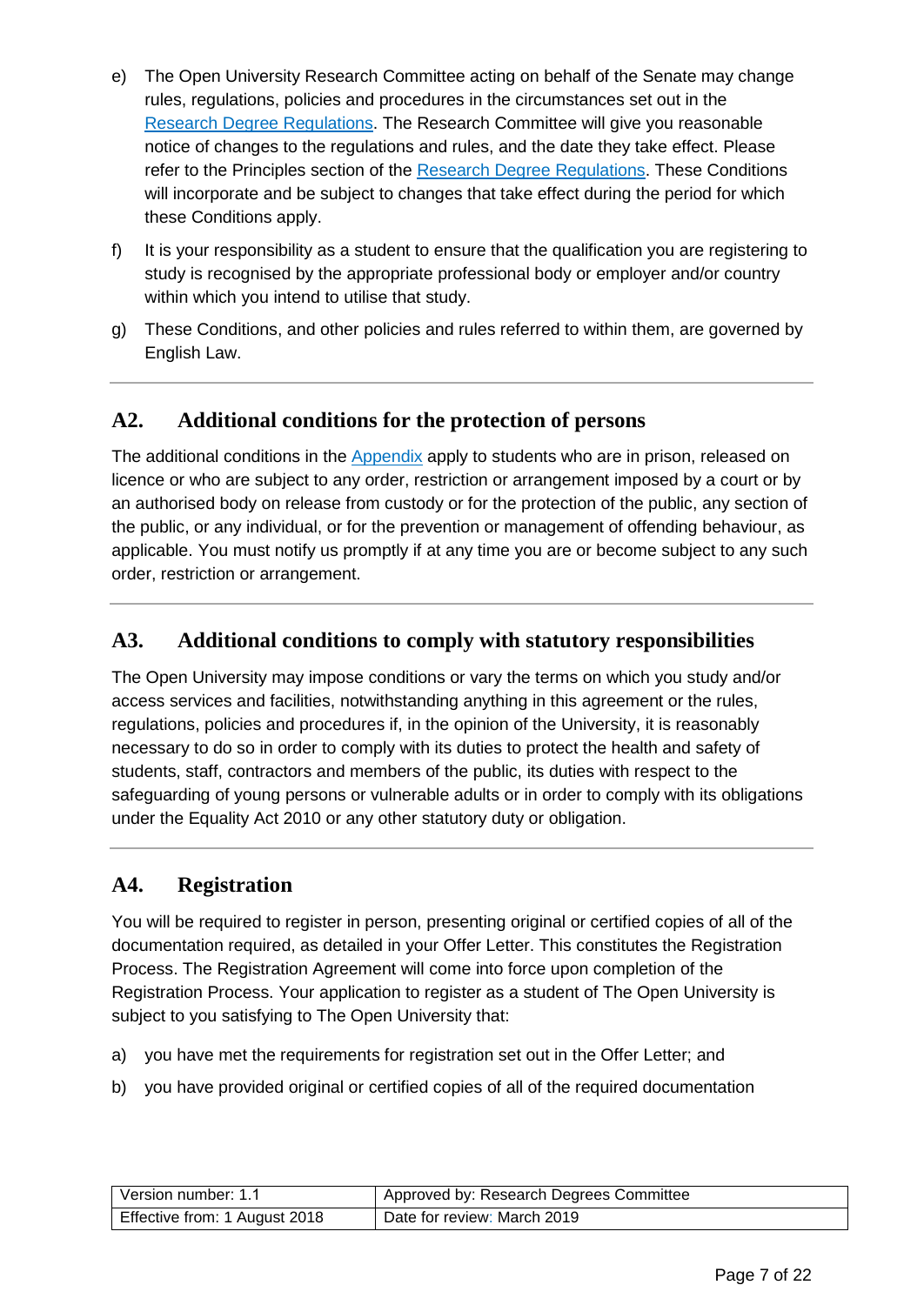e) The Open University Research Committee acting on behalf of the Senate may change rules, regulations, policies and procedures in the circumstances set out in the Research Degree Regulations. The Research Committee will give you reasonable notice of changes to the regulations and rules, and the date they take effect. Please refer to the Principles section of the Research Degree Regulations. These Conditions will incorporate and be subject to changes that take effect during the period for which these Conditions apply.

f) It is your responsibility as a student to ensure that the qualification you are registering to study is recognised by the appropriate professional body or employer and/or country within which you intend to utilise that study.

g) These Conditions, and other policies and rules referred to within them, are governed by English Law.

---

## A2. Additional conditions for the protection of persons

The additional conditions in the Appendix apply to students who are in prison, released on licence or who are subject to any order, restriction or arrangement imposed by a court or by an authorised body on release from custody or for the protection of the public, any section of the public, or any individual, or for the prevention or management of offending behaviour, as applicable. You must notify us promptly if at any time you are or become subject to any such order, restriction or arrangement.

---

## A3. Additional conditions to comply with statutory responsibilities

The Open University may impose conditions or vary the terms on which you study and/or access services and facilities, notwithstanding anything in this agreement or the rules, regulations, policies and procedures if, in the opinion of the University, it is reasonably necessary to do so in order to comply with its duties to protect the health and safety of students, staff, contractors and members of the public, its duties with respect to the safeguarding of young persons or vulnerable adults or in order to comply with its obligations under the Equality Act 2010 or any other statutory duty or obligation.

---

## A4. Registration

You will be required to register in person, presenting original or certified copies of all of the documentation required, as detailed in your Offer Letter. This constitutes the Registration Process. The Registration Agreement will come into force upon completion of the Registration Process. Your application to register as a student of The Open University is subject to you satisfying to The Open University that:

a) you have met the requirements for registration set out in the Offer Letter; and

b) you have provided original or certified copies of all of the required documentation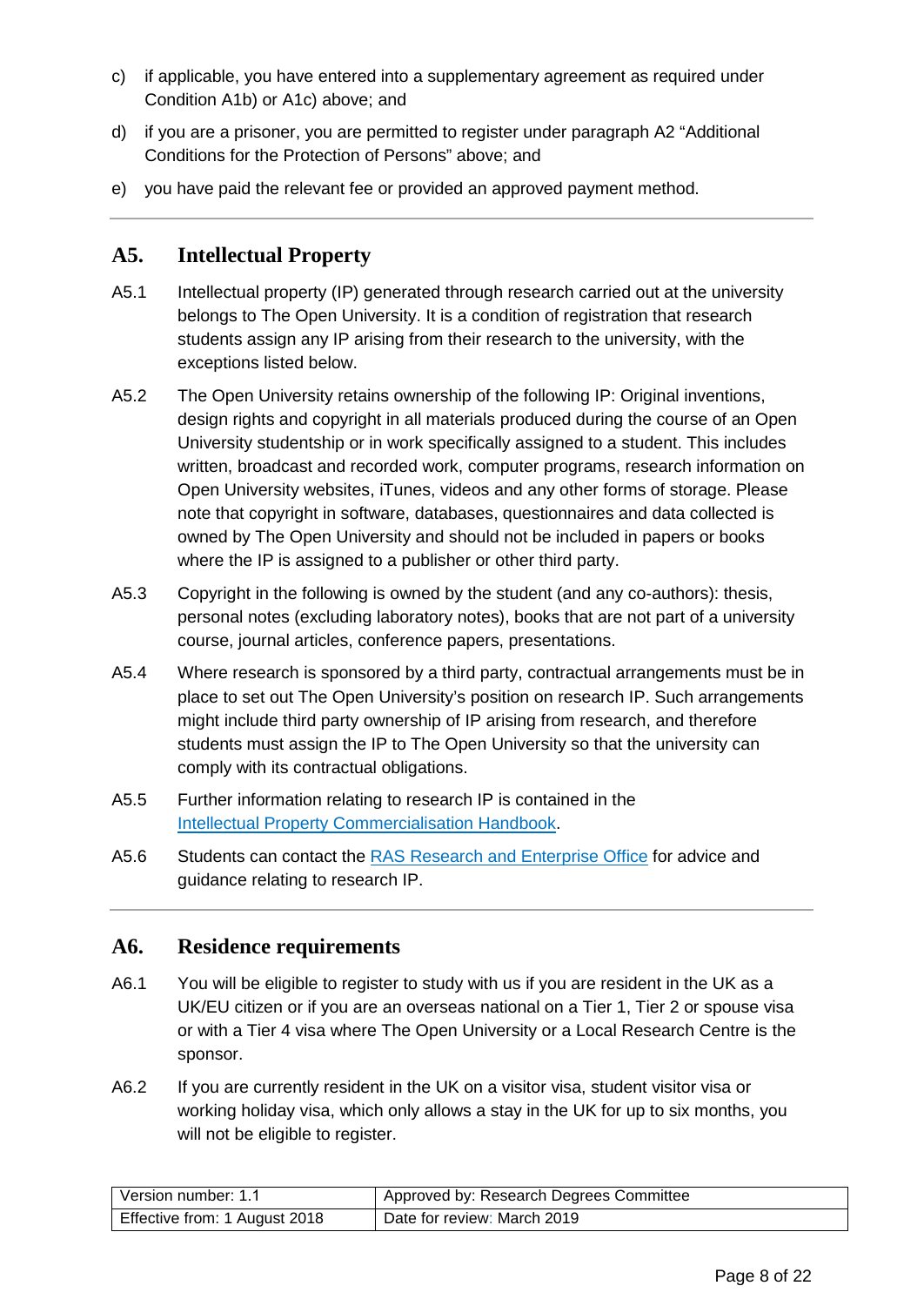c) if applicable, you have entered into a supplementary agreement as required under Condition A1b) or A1c) above; and

d) if you are a prisoner, you are permitted to register under paragraph A2 "Additional Conditions for the Protection of Persons" above; and

e) you have paid the relevant fee or provided an approved payment method.

## A5. Intellectual Property

A5.1 Intellectual property (IP) generated through research carried out at the university belongs to The Open University. It is a condition of registration that research students assign any IP arising from their research to the university, with the exceptions listed below.

A5.2 The Open University retains ownership of the following IP: Original inventions, design rights and copyright in all materials produced during the course of an Open University studentship or in work specifically assigned to a student. This includes written, broadcast and recorded work, computer programs, research information on Open University websites, iTunes, videos and any other forms of storage. Please note that copyright in software, databases, questionnaires and data collected is owned by The Open University and should not be included in papers or books where the IP is assigned to a publisher or other third party.

A5.3 Copyright in the following is owned by the student (and any co-authors): thesis, personal notes (excluding laboratory notes), books that are not part of a university course, journal articles, conference papers, presentations.

A5.4 Where research is sponsored by a third party, contractual arrangements must be in place to set out The Open University's position on research IP. Such arrangements might include third party ownership of IP arising from research, and therefore students must assign the IP to The Open University so that the university can comply with its contractual obligations.

A5.5 Further information relating to research IP is contained in the Intellectual Property Commercialisation Handbook.

A5.6 Students can contact the RAS Research and Enterprise Office for advice and guidance relating to research IP.

## A6. Residence requirements

A6.1 You will be eligible to register to study with us if you are resident in the UK as a UK/EU citizen or if you are an overseas national on a Tier 1, Tier 2 or spouse visa or with a Tier 4 visa where The Open University or a Local Research Centre is the sponsor.

A6.2 If you are currently resident in the UK on a visitor visa, student visitor visa or working holiday visa, which only allows a stay in the UK for up to six months, you will not be eligible to register.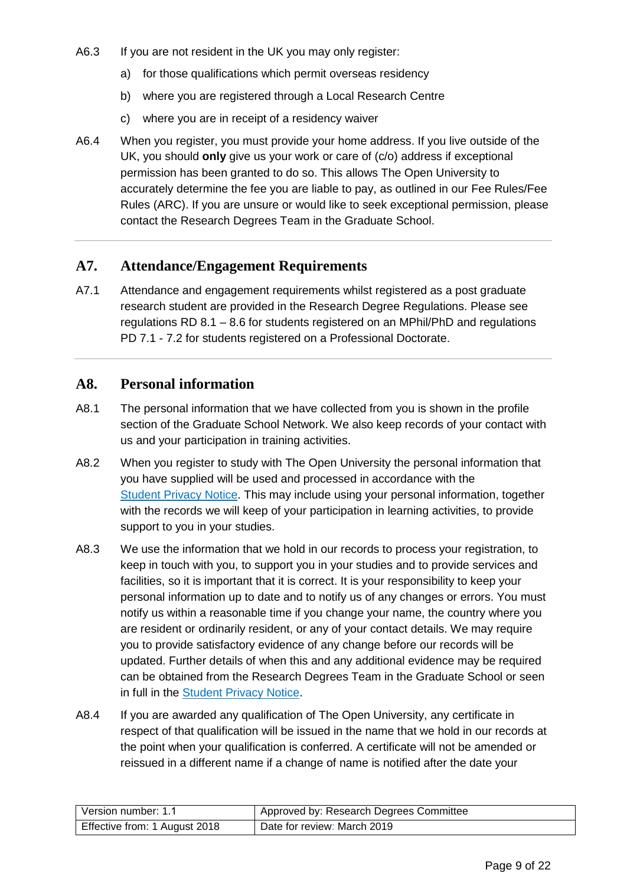A6.3 If you are not resident in the UK you may only register:

a) for those qualifications which permit overseas residency

b) where you are registered through a Local Research Centre

c) where you are in receipt of a residency waiver

A6.4 When you register, you must provide your home address. If you live outside of the UK, you should **only** give us your work or care of (c/o) address if exceptional permission has been granted to do so. This allows The Open University to accurately determine the fee you are liable to pay, as outlined in our Fee Rules/Fee Rules (ARC). If you are unsure or would like to seek exceptional permission, please contact the Research Degrees Team in the Graduate School.

## A7. Attendance/Engagement Requirements

A7.1 Attendance and engagement requirements whilst registered as a post graduate research student are provided in the Research Degree Regulations. Please see regulations RD 8.1 – 8.6 for students registered on an MPhil/PhD and regulations PD 7.1 - 7.2 for students registered on a Professional Doctorate.

## A8. Personal information

A8.1 The personal information that we have collected from you is shown in the profile section of the Graduate School Network. We also keep records of your contact with us and your participation in training activities.

A8.2 When you register to study with The Open University the personal information that you have supplied will be used and processed in accordance with the Student Privacy Notice. This may include using your personal information, together with the records we will keep of your participation in learning activities, to provide support to you in your studies.

A8.3 We use the information that we hold in our records to process your registration, to keep in touch with you, to support you in your studies and to provide services and facilities, so it is important that it is correct. It is your responsibility to keep your personal information up to date and to notify us of any changes or errors. You must notify us within a reasonable time if you change your name, the country where you are resident or ordinarily resident, or any of your contact details. We may require you to provide satisfactory evidence of any change before our records will be updated. Further details of when this and any additional evidence may be required can be obtained from the Research Degrees Team in the Graduate School or seen in full in the Student Privacy Notice.

A8.4 If you are awarded any qualification of The Open University, any certificate in respect of that qualification will be issued in the name that we hold in our records at the point when your qualification is conferred. A certificate will not be amended or reissued in a different name if a change of name is notified after the date your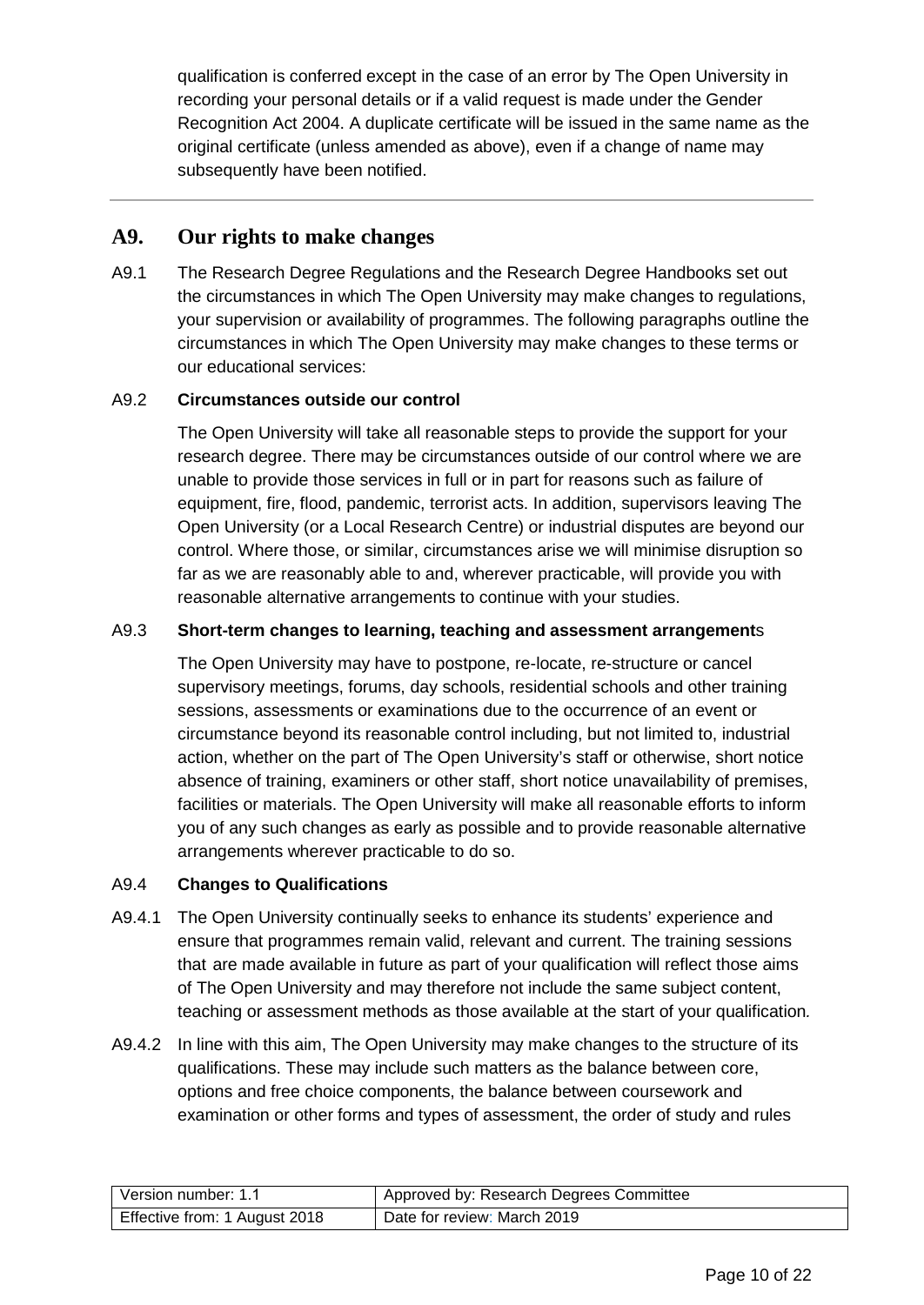qualification is conferred except in the case of an error by The Open University in recording your personal details or if a valid request is made under the Gender Recognition Act 2004. A duplicate certificate will be issued in the same name as the original certificate (unless amended as above), even if a change of name may subsequently have been notified.

---

## A9. Our rights to make changes

A9.1 The Research Degree Regulations and the Research Degree Handbooks set out the circumstances in which The Open University may make changes to regulations, your supervision or availability of programmes. The following paragraphs outline the circumstances in which The Open University may make changes to these terms or our educational services:

A9.2 **Circumstances outside our control**

The Open University will take all reasonable steps to provide the support for your research degree. There may be circumstances outside of our control where we are unable to provide those services in full or in part for reasons such as failure of equipment, fire, flood, pandemic, terrorist acts. In addition, supervisors leaving The Open University (or a Local Research Centre) or industrial disputes are beyond our control. Where those, or similar, circumstances arise we will minimise disruption so far as we are reasonably able to and, wherever practicable, will provide you with reasonable alternative arrangements to continue with your studies.

A9.3 **Short-term changes to learning, teaching and assessment arrangements**

The Open University may have to postpone, re-locate, re-structure or cancel supervisory meetings, forums, day schools, residential schools and other training sessions, assessments or examinations due to the occurrence of an event or circumstance beyond its reasonable control including, but not limited to, industrial action, whether on the part of The Open University's staff or otherwise, short notice absence of training, examiners or other staff, short notice unavailability of premises, facilities or materials. The Open University will make all reasonable efforts to inform you of any such changes as early as possible and to provide reasonable alternative arrangements wherever practicable to do so.

A9.4 **Changes to Qualifications**

A9.4.1 The Open University continually seeks to enhance its students' experience and ensure that programmes remain valid, relevant and current. The training sessions that are made available in future as part of your qualification will reflect those aims of The Open University and may therefore not include the same subject content, teaching or assessment methods as those available at the start of your qualification.

A9.4.2 In line with this aim, The Open University may make changes to the structure of its qualifications. These may include such matters as the balance between core, options and free choice components, the balance between coursework and examination or other forms and types of assessment, the order of study and rules

| Version number: 1.1 | Approved by: Research Degrees Committee |
|---|---|
| Effective from: 1 August 2018 | Date for review: March 2019 |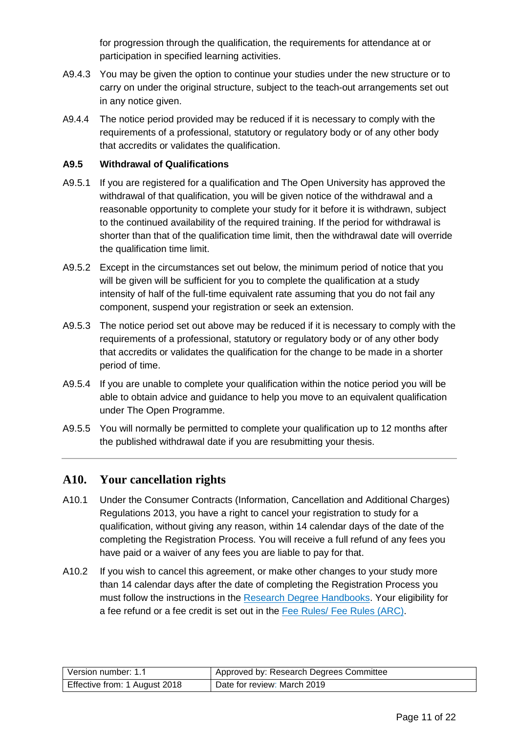for progression through the qualification, the requirements for attendance at or participation in specified learning activities.

A9.4.3 You may be given the option to continue your studies under the new structure or to carry on under the original structure, subject to the teach-out arrangements set out in any notice given.

A9.4.4 The notice period provided may be reduced if it is necessary to comply with the requirements of a professional, statutory or regulatory body or of any other body that accredits or validates the qualification.

**A9.5 Withdrawal of Qualifications**

A9.5.1 If you are registered for a qualification and The Open University has approved the withdrawal of that qualification, you will be given notice of the withdrawal and a reasonable opportunity to complete your study for it before it is withdrawn, subject to the continued availability of the required training. If the period for withdrawal is shorter than that of the qualification time limit, then the withdrawal date will override the qualification time limit.

A9.5.2 Except in the circumstances set out below, the minimum period of notice that you will be given will be sufficient for you to complete the qualification at a study intensity of half of the full-time equivalent rate assuming that you do not fail any component, suspend your registration or seek an extension.

A9.5.3 The notice period set out above may be reduced if it is necessary to comply with the requirements of a professional, statutory or regulatory body or of any other body that accredits or validates the qualification for the change to be made in a shorter period of time.

A9.5.4 If you are unable to complete your qualification within the notice period you will be able to obtain advice and guidance to help you move to an equivalent qualification under The Open Programme.

A9.5.5 You will normally be permitted to complete your qualification up to 12 months after the published withdrawal date if you are resubmitting your thesis.

---

## A10. Your cancellation rights

A10.1 Under the Consumer Contracts (Information, Cancellation and Additional Charges) Regulations 2013, you have a right to cancel your registration to study for a qualification, without giving any reason, within 14 calendar days of the date of the completing the Registration Process. You will receive a full refund of any fees you have paid or a waiver of any fees you are liable to pay for that.

A10.2 If you wish to cancel this agreement, or make other changes to your study more than 14 calendar days after the date of completing the Registration Process you must follow the instructions in the Research Degree Handbooks. Your eligibility for a fee refund or a fee credit is set out in the Fee Rules/ Fee Rules (ARC).

| Version number: 1.1 | Approved by: Research Degrees Committee |
|---|---|
| Effective from: 1 August 2018 | Date for review: March 2019 |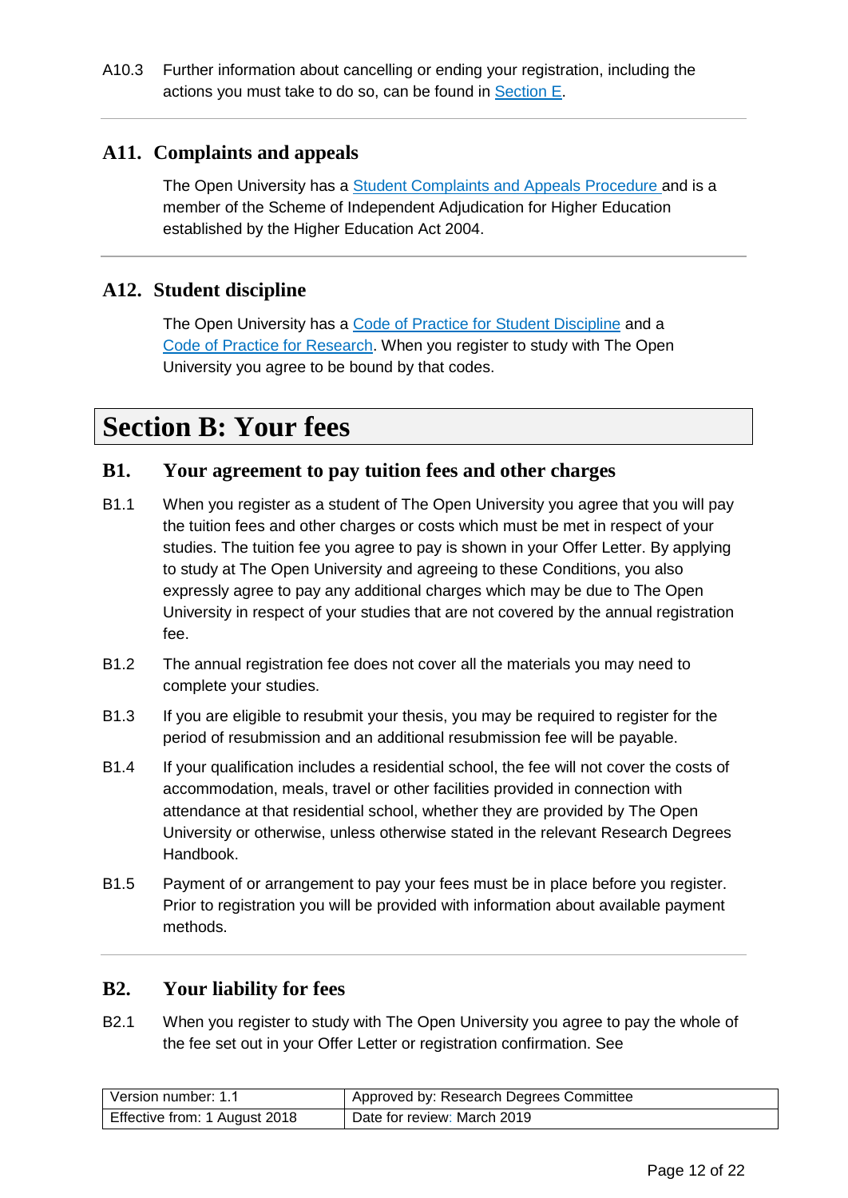A10.3 Further information about cancelling or ending your registration, including the actions you must take to do so, can be found in Section E.

## A11. Complaints and appeals

The Open University has a Student Complaints and Appeals Procedure and is a member of the Scheme of Independent Adjudication for Higher Education established by the Higher Education Act 2004.

## A12. Student discipline

The Open University has a Code of Practice for Student Discipline and a Code of Practice for Research. When you register to study with The Open University you agree to be bound by that codes.

# Section B: Your fees

## B1. Your agreement to pay tuition fees and other charges

B1.1 When you register as a student of The Open University you agree that you will pay the tuition fees and other charges or costs which must be met in respect of your studies. The tuition fee you agree to pay is shown in your Offer Letter. By applying to study at The Open University and agreeing to these Conditions, you also expressly agree to pay any additional charges which may be due to The Open University in respect of your studies that are not covered by the annual registration fee.

B1.2 The annual registration fee does not cover all the materials you may need to complete your studies.

B1.3 If you are eligible to resubmit your thesis, you may be required to register for the period of resubmission and an additional resubmission fee will be payable.

B1.4 If your qualification includes a residential school, the fee will not cover the costs of accommodation, meals, travel or other facilities provided in connection with attendance at that residential school, whether they are provided by The Open University or otherwise, unless otherwise stated in the relevant Research Degrees Handbook.

B1.5 Payment of or arrangement to pay your fees must be in place before you register. Prior to registration you will be provided with information about available payment methods.

## B2. Your liability for fees

B2.1 When you register to study with The Open University you agree to pay the whole of the fee set out in your Offer Letter or registration confirmation. See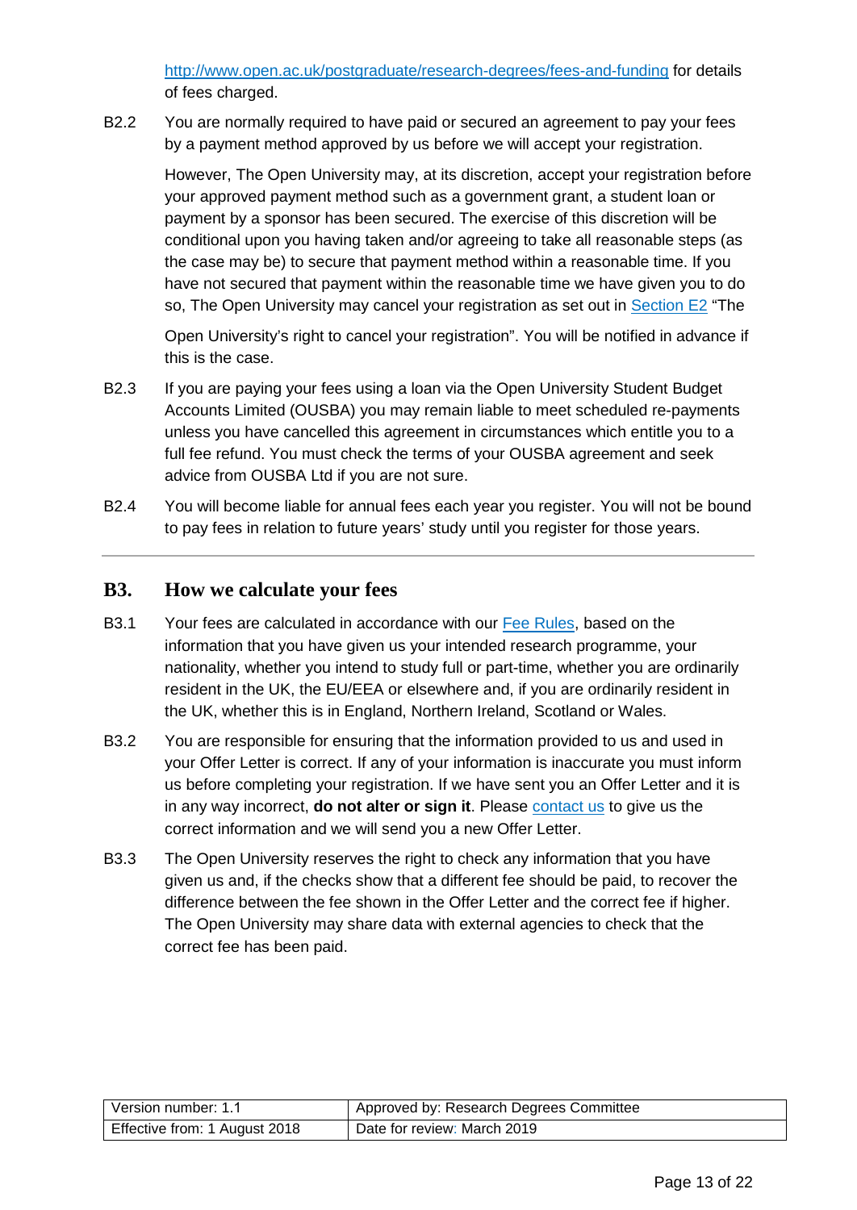http://www.open.ac.uk/postgraduate/research-degrees/fees-and-funding for details of fees charged.

B2.2 You are normally required to have paid or secured an agreement to pay your fees by a payment method approved by us before we will accept your registration.

However, The Open University may, at its discretion, accept your registration before your approved payment method such as a government grant, a student loan or payment by a sponsor has been secured. The exercise of this discretion will be conditional upon you having taken and/or agreeing to take all reasonable steps (as the case may be) to secure that payment method within a reasonable time. If you have not secured that payment within the reasonable time we have given you to do so, The Open University may cancel your registration as set out in Section E2 "The Open University's right to cancel your registration". You will be notified in advance if this is the case.

B2.3 If you are paying your fees using a loan via the Open University Student Budget Accounts Limited (OUSBA) you may remain liable to meet scheduled re-payments unless you have cancelled this agreement in circumstances which entitle you to a full fee refund. You must check the terms of your OUSBA agreement and seek advice from OUSBA Ltd if you are not sure.

B2.4 You will become liable for annual fees each year you register. You will not be bound to pay fees in relation to future years' study until you register for those years.

## B3. How we calculate your fees

B3.1 Your fees are calculated in accordance with our Fee Rules, based on the information that you have given us your intended research programme, your nationality, whether you intend to study full or part-time, whether you are ordinarily resident in the UK, the EU/EEA or elsewhere and, if you are ordinarily resident in the UK, whether this is in England, Northern Ireland, Scotland or Wales.

B3.2 You are responsible for ensuring that the information provided to us and used in your Offer Letter is correct. If any of your information is inaccurate you must inform us before completing your registration. If we have sent you an Offer Letter and it is in any way incorrect, **do not alter or sign it**. Please contact us to give us the correct information and we will send you a new Offer Letter.

B3.3 The Open University reserves the right to check any information that you have given us and, if the checks show that a different fee should be paid, to recover the difference between the fee shown in the Offer Letter and the correct fee if higher. The Open University may share data with external agencies to check that the correct fee has been paid.

| Version number: 1.1 | Approved by: Research Degrees Committee |
|---|---|
| Effective from: 1 August 2018 | Date for review: March 2019 |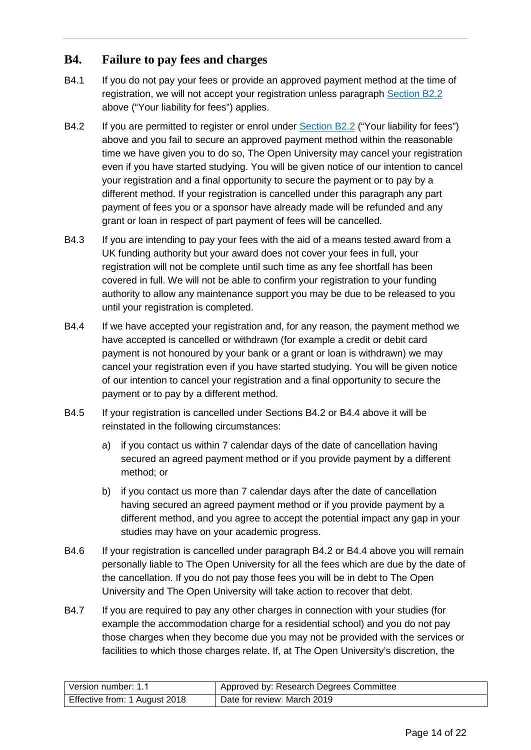## B4. Failure to pay fees and charges

B4.1 If you do not pay your fees or provide an approved payment method at the time of registration, we will not accept your registration unless paragraph Section B2.2 above ("Your liability for fees") applies.

B4.2 If you are permitted to register or enrol under Section B2.2 ("Your liability for fees") above and you fail to secure an approved payment method within the reasonable time we have given you to do so, The Open University may cancel your registration even if you have started studying. You will be given notice of our intention to cancel your registration and a final opportunity to secure the payment or to pay by a different method. If your registration is cancelled under this paragraph any part payment of fees you or a sponsor have already made will be refunded and any grant or loan in respect of part payment of fees will be cancelled.

B4.3 If you are intending to pay your fees with the aid of a means tested award from a UK funding authority but your award does not cover your fees in full, your registration will not be complete until such time as any fee shortfall has been covered in full. We will not be able to confirm your registration to your funding authority to allow any maintenance support you may be due to be released to you until your registration is completed.

B4.4 If we have accepted your registration and, for any reason, the payment method we have accepted is cancelled or withdrawn (for example a credit or debit card payment is not honoured by your bank or a grant or loan is withdrawn) we may cancel your registration even if you have started studying. You will be given notice of our intention to cancel your registration and a final opportunity to secure the payment or to pay by a different method.

B4.5 If your registration is cancelled under Sections B4.2 or B4.4 above it will be reinstated in the following circumstances:

a) if you contact us within 7 calendar days of the date of cancellation having secured an agreed payment method or if you provide payment by a different method; or

b) if you contact us more than 7 calendar days after the date of cancellation having secured an agreed payment method or if you provide payment by a different method, and you agree to accept the potential impact any gap in your studies may have on your academic progress.

B4.6 If your registration is cancelled under paragraph B4.2 or B4.4 above you will remain personally liable to The Open University for all the fees which are due by the date of the cancellation. If you do not pay those fees you will be in debt to The Open University and The Open University will take action to recover that debt.

B4.7 If you are required to pay any other charges in connection with your studies (for example the accommodation charge for a residential school) and you do not pay those charges when they become due you may not be provided with the services or facilities to which those charges relate. If, at The Open University's discretion, the

| Version number: 1.1 | Approved by: Research Degrees Committee |
|---|---|
| Effective from: 1 August 2018 | Date for review: March 2019 |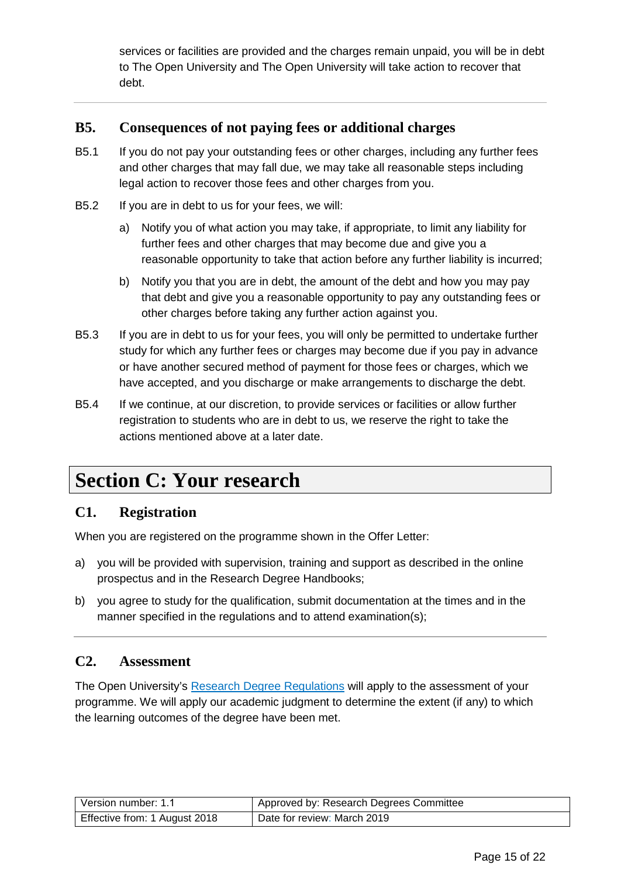services or facilities are provided and the charges remain unpaid, you will be in debt to The Open University and The Open University will take action to recover that debt.

### B5. Consequences of not paying fees or additional charges

B5.1 If you do not pay your outstanding fees or other charges, including any further fees and other charges that may fall due, we may take all reasonable steps including legal action to recover those fees and other charges from you.

B5.2 If you are in debt to us for your fees, we will:

a) Notify you of what action you may take, if appropriate, to limit any liability for further fees and other charges that may become due and give you a reasonable opportunity to take that action before any further liability is incurred;

b) Notify you that you are in debt, the amount of the debt and how you may pay that debt and give you a reasonable opportunity to pay any outstanding fees or other charges before taking any further action against you.

B5.3 If you are in debt to us for your fees, you will only be permitted to undertake further study for which any further fees or charges may become due if you pay in advance or have another secured method of payment for those fees or charges, which we have accepted, and you discharge or make arrangements to discharge the debt.

B5.4 If we continue, at our discretion, to provide services or facilities or allow further registration to students who are in debt to us, we reserve the right to take the actions mentioned above at a later date.

## Section C: Your research

### C1. Registration

When you are registered on the programme shown in the Offer Letter:

a) you will be provided with supervision, training and support as described in the online prospectus and in the Research Degree Handbooks;

b) you agree to study for the qualification, submit documentation at the times and in the manner specified in the regulations and to attend examination(s);

### C2. Assessment

The Open University's [Research Degree Regulations] will apply to the assessment of your programme. We will apply our academic judgment to determine the extent (if any) to which the learning outcomes of the degree have been met.

| Version number: 1.1 | Approved by: Research Degrees Committee |
|---|---|
| Effective from: 1 August 2018 | Date for review: March 2019 |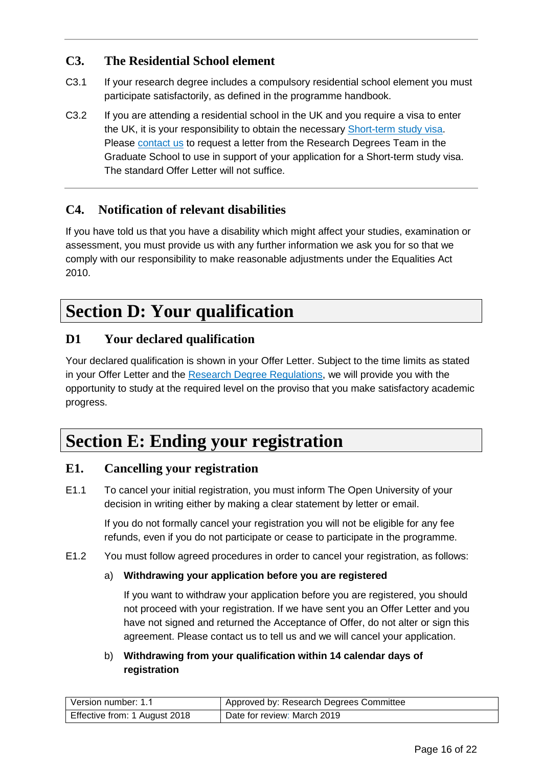### C3. The Residential School element

C3.1 If your research degree includes a compulsory residential school element you must participate satisfactorily, as defined in the programme handbook.

C3.2 If you are attending a residential school in the UK and you require a visa to enter the UK, it is your responsibility to obtain the necessary Short-term study visa. Please contact us to request a letter from the Research Degrees Team in the Graduate School to use in support of your application for a Short-term study visa. The standard Offer Letter will not suffice.

### C4. Notification of relevant disabilities

If you have told us that you have a disability which might affect your studies, examination or assessment, you must provide us with any further information we ask you for so that we comply with our responsibility to make reasonable adjustments under the Equalities Act 2010.

## Section D: Your qualification

### D1 Your declared qualification

Your declared qualification is shown in your Offer Letter. Subject to the time limits as stated in your Offer Letter and the Research Degree Regulations, we will provide you with the opportunity to study at the required level on the proviso that you make satisfactory academic progress.

## Section E: Ending your registration

### E1. Cancelling your registration

E1.1 To cancel your initial registration, you must inform The Open University of your decision in writing either by making a clear statement by letter or email.

If you do not formally cancel your registration you will not be eligible for any fee refunds, even if you do not participate or cease to participate in the programme.

E1.2 You must follow agreed procedures in order to cancel your registration, as follows:

a) **Withdrawing your application before you are registered**

If you want to withdraw your application before you are registered, you should not proceed with your registration. If we have sent you an Offer Letter and you have not signed and returned the Acceptance of Offer, do not alter or sign this agreement. Please contact us to tell us and we will cancel your application.

b) **Withdrawing from your qualification within 14 calendar days of registration**

| Version number: 1.1 | Approved by: Research Degrees Committee |
| --- | --- |
| Effective from: 1 August 2018 | Date for review: March 2019 |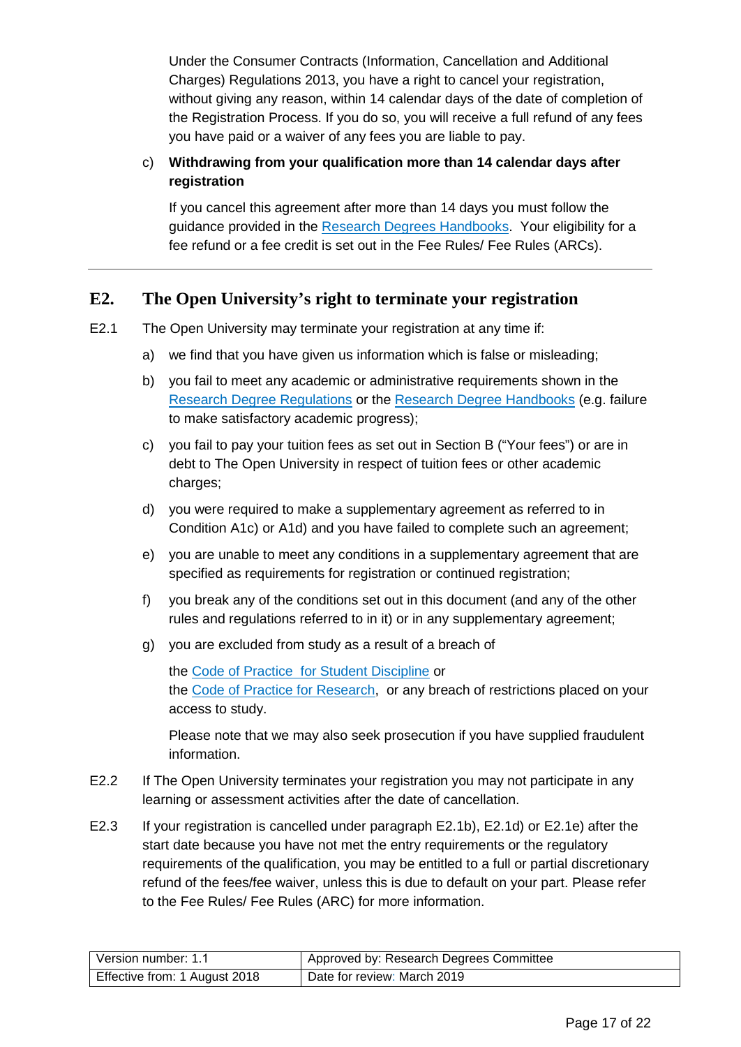Under the Consumer Contracts (Information, Cancellation and Additional Charges) Regulations 2013, you have a right to cancel your registration, without giving any reason, within 14 calendar days of the date of completion of the Registration Process. If you do so, you will receive a full refund of any fees you have paid or a waiver of any fees you are liable to pay.

c) **Withdrawing from your qualification more than 14 calendar days after registration**

If you cancel this agreement after more than 14 days you must follow the guidance provided in the Research Degrees Handbooks. Your eligibility for a fee refund or a fee credit is set out in the Fee Rules/ Fee Rules (ARCs).

---

## E2. The Open University's right to terminate your registration

E2.1 The Open University may terminate your registration at any time if:

a) we find that you have given us information which is false or misleading;

b) you fail to meet any academic or administrative requirements shown in the Research Degree Regulations or the Research Degree Handbooks (e.g. failure to make satisfactory academic progress);

c) you fail to pay your tuition fees as set out in Section B ("Your fees") or are in debt to The Open University in respect of tuition fees or other academic charges;

d) you were required to make a supplementary agreement as referred to in Condition A1c) or A1d) and you have failed to complete such an agreement;

e) you are unable to meet any conditions in a supplementary agreement that are specified as requirements for registration or continued registration;

f) you break any of the conditions set out in this document (and any of the other rules and regulations referred to in it) or in any supplementary agreement;

g) you are excluded from study as a result of a breach of

the Code of Practice for Student Discipline or
the Code of Practice for Research, or any breach of restrictions placed on your access to study.

Please note that we may also seek prosecution if you have supplied fraudulent information.

E2.2 If The Open University terminates your registration you may not participate in any learning or assessment activities after the date of cancellation.

E2.3 If your registration is cancelled under paragraph E2.1b), E2.1d) or E2.1e) after the start date because you have not met the entry requirements or the regulatory requirements of the qualification, you may be entitled to a full or partial discretionary refund of the fees/fee waiver, unless this is due to default on your part. Please refer to the Fee Rules/ Fee Rules (ARC) for more information.

| Version number: 1.1 | Approved by: Research Degrees Committee |
|---|---|
| Effective from: 1 August 2018 | Date for review: March 2019 |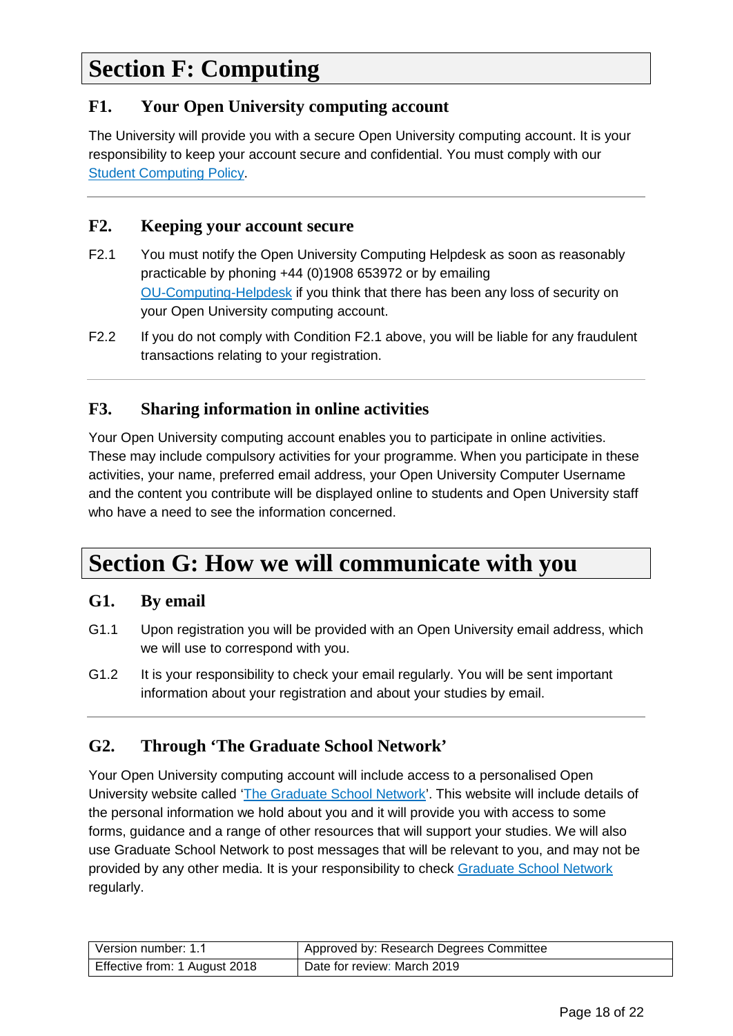# Section F: Computing

## F1. Your Open University computing account

The University will provide you with a secure Open University computing account. It is your responsibility to keep your account secure and confidential. You must comply with our Student Computing Policy.

## F2. Keeping your account secure

F2.1 You must notify the Open University Computing Helpdesk as soon as reasonably practicable by phoning +44 (0)1908 653972 or by emailing OU-Computing-Helpdesk if you think that there has been any loss of security on your Open University computing account.

F2.2 If you do not comply with Condition F2.1 above, you will be liable for any fraudulent transactions relating to your registration.

## F3. Sharing information in online activities

Your Open University computing account enables you to participate in online activities. These may include compulsory activities for your programme. When you participate in these activities, your name, preferred email address, your Open University Computer Username and the content you contribute will be displayed online to students and Open University staff who have a need to see the information concerned.

# Section G: How we will communicate with you

## G1. By email

G1.1 Upon registration you will be provided with an Open University email address, which we will use to correspond with you.

G1.2 It is your responsibility to check your email regularly. You will be sent important information about your registration and about your studies by email.

## G2. Through 'The Graduate School Network'

Your Open University computing account will include access to a personalised Open University website called 'The Graduate School Network'. This website will include details of the personal information we hold about you and it will provide you with access to some forms, guidance and a range of other resources that will support your studies. We will also use Graduate School Network to post messages that will be relevant to you, and may not be provided by any other media. It is your responsibility to check Graduate School Network regularly.

| Version number: 1.1 | Approved by: Research Degrees Committee |
|---|---|
| Effective from: 1 August 2018 | Date for review: March 2019 |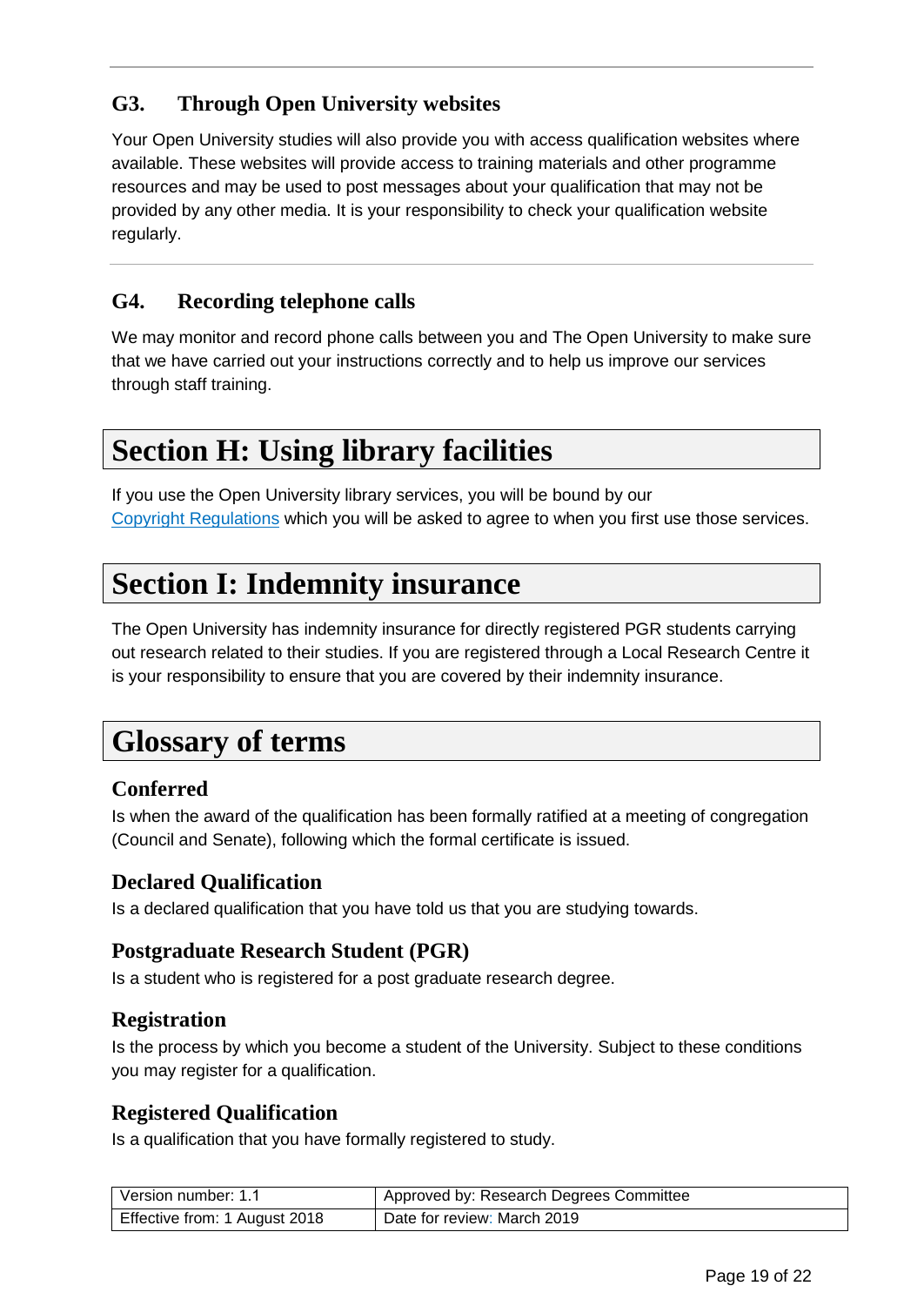### G3. Through Open University websites

Your Open University studies will also provide you with access qualification websites where available. These websites will provide access to training materials and other programme resources and may be used to post messages about your qualification that may not be provided by any other media. It is your responsibility to check your qualification website regularly.

### G4. Recording telephone calls

We may monitor and record phone calls between you and The Open University to make sure that we have carried out your instructions correctly and to help us improve our services through staff training.

## Section H: Using library facilities

If you use the Open University library services, you will be bound by our Copyright Regulations which you will be asked to agree to when you first use those services.

## Section I: Indemnity insurance

The Open University has indemnity insurance for directly registered PGR students carrying out research related to their studies. If you are registered through a Local Research Centre it is your responsibility to ensure that you are covered by their indemnity insurance.

## Glossary of terms

### Conferred

Is when the award of the qualification has been formally ratified at a meeting of congregation (Council and Senate), following which the formal certificate is issued.

### Declared Qualification

Is a declared qualification that you have told us that you are studying towards.

### Postgraduate Research Student (PGR)

Is a student who is registered for a post graduate research degree.

### Registration

Is the process by which you become a student of the University. Subject to these conditions you may register for a qualification.

### Registered Qualification

Is a qualification that you have formally registered to study.

| Version number: 1.1 | Approved by: Research Degrees Committee |
| --- | --- |
| Effective from: 1 August 2018 | Date for review: March 2019 |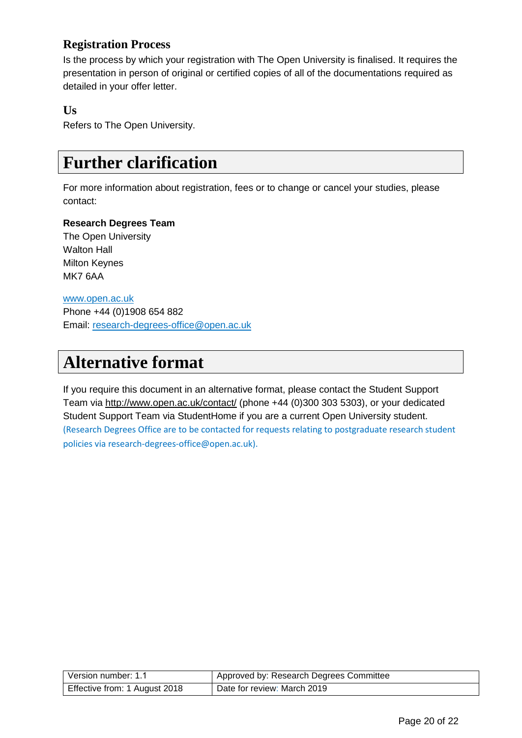### Registration Process

Is the process by which your registration with The Open University is finalised. It requires the presentation in person of original or certified copies of all of the documentations required as detailed in your offer letter.

### Us

Refers to The Open University.

## Further clarification

For more information about registration, fees or to change or cancel your studies, please contact:

**Research Degrees Team**
The Open University
Walton Hall
Milton Keynes
MK7 6AA

www.open.ac.uk
Phone +44 (0)1908 654 882
Email: research-degrees-office@open.ac.uk

## Alternative format

If you require this document in an alternative format, please contact the Student Support Team via http://www.open.ac.uk/contact/ (phone +44 (0)300 303 5303), or your dedicated Student Support Team via StudentHome if you are a current Open University student. (Research Degrees Office are to be contacted for requests relating to postgraduate research student policies via research-degrees-office@open.ac.uk).

| Version number: 1.1 | Approved by: Research Degrees Committee |
|---|---|
| Effective from: 1 August 2018 | Date for review: March 2019 |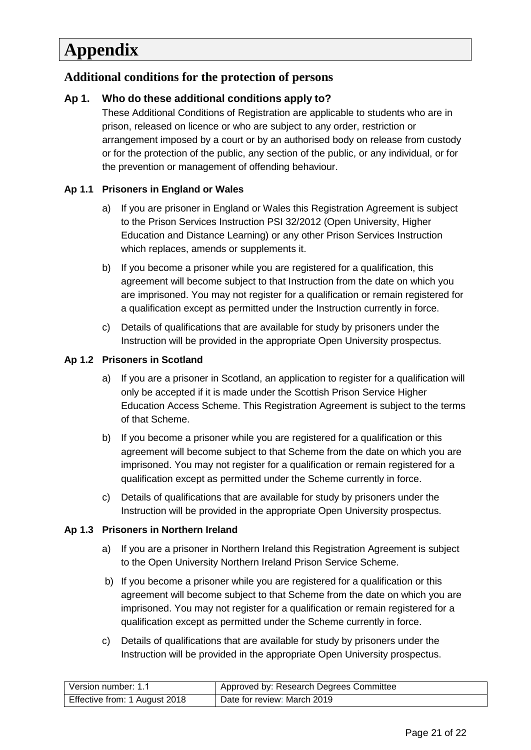# Appendix

## Additional conditions for the protection of persons

### Ap 1. Who do these additional conditions apply to?

These Additional Conditions of Registration are applicable to students who are in prison, released on licence or who are subject to any order, restriction or arrangement imposed by a court or by an authorised body on release from custody or for the protection of the public, any section of the public, or any individual, or for the prevention or management of offending behaviour.

#### Ap 1.1 Prisoners in England or Wales

a) If you are prisoner in England or Wales this Registration Agreement is subject to the Prison Services Instruction PSI 32/2012 (Open University, Higher Education and Distance Learning) or any other Prison Services Instruction which replaces, amends or supplements it.

b) If you become a prisoner while you are registered for a qualification, this agreement will become subject to that Instruction from the date on which you are imprisoned. You may not register for a qualification or remain registered for a qualification except as permitted under the Instruction currently in force.

c) Details of qualifications that are available for study by prisoners under the Instruction will be provided in the appropriate Open University prospectus.

#### Ap 1.2 Prisoners in Scotland

a) If you are a prisoner in Scotland, an application to register for a qualification will only be accepted if it is made under the Scottish Prison Service Higher Education Access Scheme. This Registration Agreement is subject to the terms of that Scheme.

b) If you become a prisoner while you are registered for a qualification or this agreement will become subject to that Scheme from the date on which you are imprisoned. You may not register for a qualification or remain registered for a qualification except as permitted under the Scheme currently in force.

c) Details of qualifications that are available for study by prisoners under the Instruction will be provided in the appropriate Open University prospectus.

#### Ap 1.3 Prisoners in Northern Ireland

a) If you are a prisoner in Northern Ireland this Registration Agreement is subject to the Open University Northern Ireland Prison Service Scheme.

b) If you become a prisoner while you are registered for a qualification or this agreement will become subject to that Scheme from the date on which you are imprisoned. You may not register for a qualification or remain registered for a qualification except as permitted under the Scheme currently in force.

c) Details of qualifications that are available for study by prisoners under the Instruction will be provided in the appropriate Open University prospectus.

| Version number: 1.1 | Approved by: Research Degrees Committee |
|---|---|
| Effective from: 1 August 2018 | Date for review: March 2019 |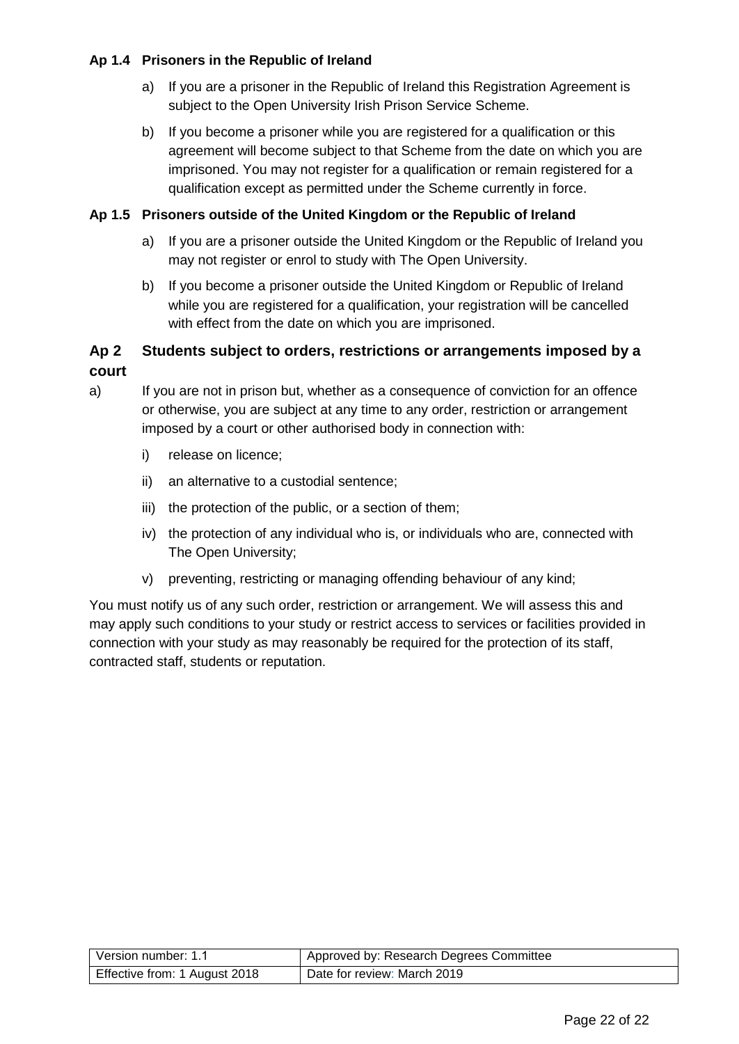### Ap 1.4 Prisoners in the Republic of Ireland

a) If you are a prisoner in the Republic of Ireland this Registration Agreement is subject to the Open University Irish Prison Service Scheme.

b) If you become a prisoner while you are registered for a qualification or this agreement will become subject to that Scheme from the date on which you are imprisoned. You may not register for a qualification or remain registered for a qualification except as permitted under the Scheme currently in force.

### Ap 1.5 Prisoners outside of the United Kingdom or the Republic of Ireland

a) If you are a prisoner outside the United Kingdom or the Republic of Ireland you may not register or enrol to study with The Open University.

b) If you become a prisoner outside the United Kingdom or Republic of Ireland while you are registered for a qualification, your registration will be cancelled with effect from the date on which you are imprisoned.

## Ap 2 Students subject to orders, restrictions or arrangements imposed by a court

a) If you are not in prison but, whether as a consequence of conviction for an offence or otherwise, you are subject at any time to any order, restriction or arrangement imposed by a court or other authorised body in connection with:

i) release on licence;

ii) an alternative to a custodial sentence;

iii) the protection of the public, or a section of them;

iv) the protection of any individual who is, or individuals who are, connected with The Open University;

v) preventing, restricting or managing offending behaviour of any kind;

You must notify us of any such order, restriction or arrangement. We will assess this and may apply such conditions to your study or restrict access to services or facilities provided in connection with your study as may reasonably be required for the protection of its staff, contracted staff, students or reputation.

| | |
|---|---|
| Version number: 1.1 | Approved by: Research Degrees Committee |
| Effective from: 1 August 2018 | Date for review: March 2019 |